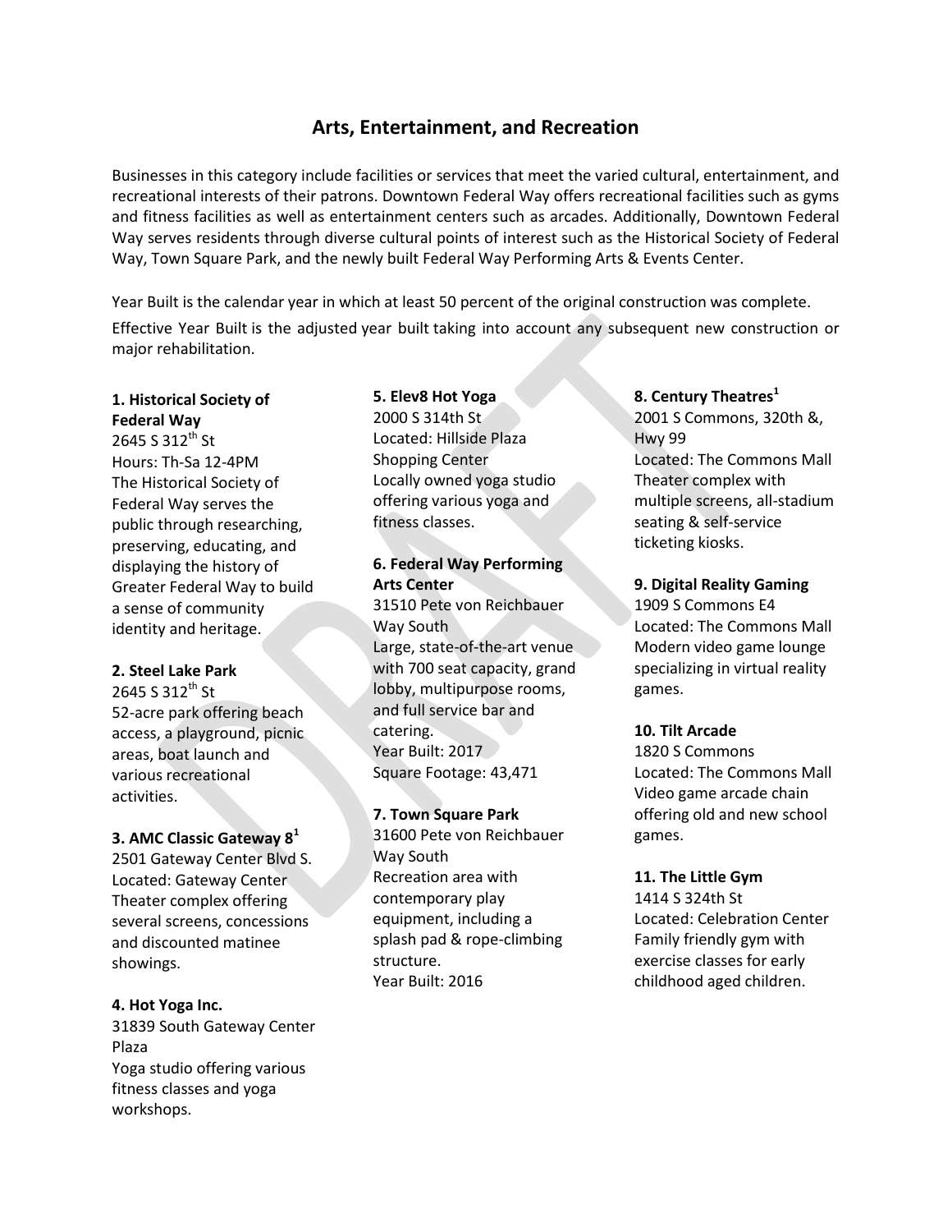# Arts, Entertainment, and Recreation

Businesses in this category include facilities or services that meet the varied cultural, entertainment, and recreational interests of their patrons. Downtown Federal Way offers recreational facilities such as gyms and fitness facilities as well as entertainment centers such as arcades. Additionally, Downtown Federal Way serves residents through diverse cultural points of interest such as the Historical Society of Federal Way, Town Square Park, and the newly built Federal Way Performing Arts & Events Center.

Year Built is the calendar year in which at least 50 percent of the original construction was complete.

Effective Year Built is the adjusted year built taking into account any subsequent new construction or major rehabilitation.

**1. Historical Society of Federal Way**
2645 S 312th St
Hours: Th-Sa 12-4PM
The Historical Society of Federal Way serves the public through researching, preserving, educating, and displaying the history of Greater Federal Way to build a sense of community identity and heritage.

**2. Steel Lake Park**
2645 S 312th St
52-acre park offering beach access, a playground, picnic areas, boat launch and various recreational activities.

**3. AMC Classic Gateway 8[1]**
2501 Gateway Center Blvd S.
Located: Gateway Center
Theater complex offering several screens, concessions and discounted matinee showings.

**4. Hot Yoga Inc.**
31839 South Gateway Center Plaza
Yoga studio offering various fitness classes and yoga workshops.

**5. Elev8 Hot Yoga**
2000 S 314th St
Located: Hillside Plaza Shopping Center
Locally owned yoga studio offering various yoga and fitness classes.

**6. Federal Way Performing Arts Center**
31510 Pete von Reichbauer Way South
Large, state-of-the-art venue with 700 seat capacity, grand lobby, multipurpose rooms, and full service bar and catering.
Year Built: 2017
Square Footage: 43,471

**7. Town Square Park**
31600 Pete von Reichbauer Way South
Recreation area with contemporary play equipment, including a splash pad & rope-climbing structure.
Year Built: 2016

**8. Century Theatres[1]**
2001 S Commons, 320th &, Hwy 99
Located: The Commons Mall
Theater complex with multiple screens, all-stadium seating & self-service ticketing kiosks.

**9. Digital Reality Gaming**
1909 S Commons E4
Located: The Commons Mall
Modern video game lounge specializing in virtual reality games.

**10. Tilt Arcade**
1820 S Commons
Located: The Commons Mall
Video game arcade chain offering old and new school games.

**11. The Little Gym**
1414 S 324th St
Located: Celebration Center
Family friendly gym with exercise classes for early childhood aged children.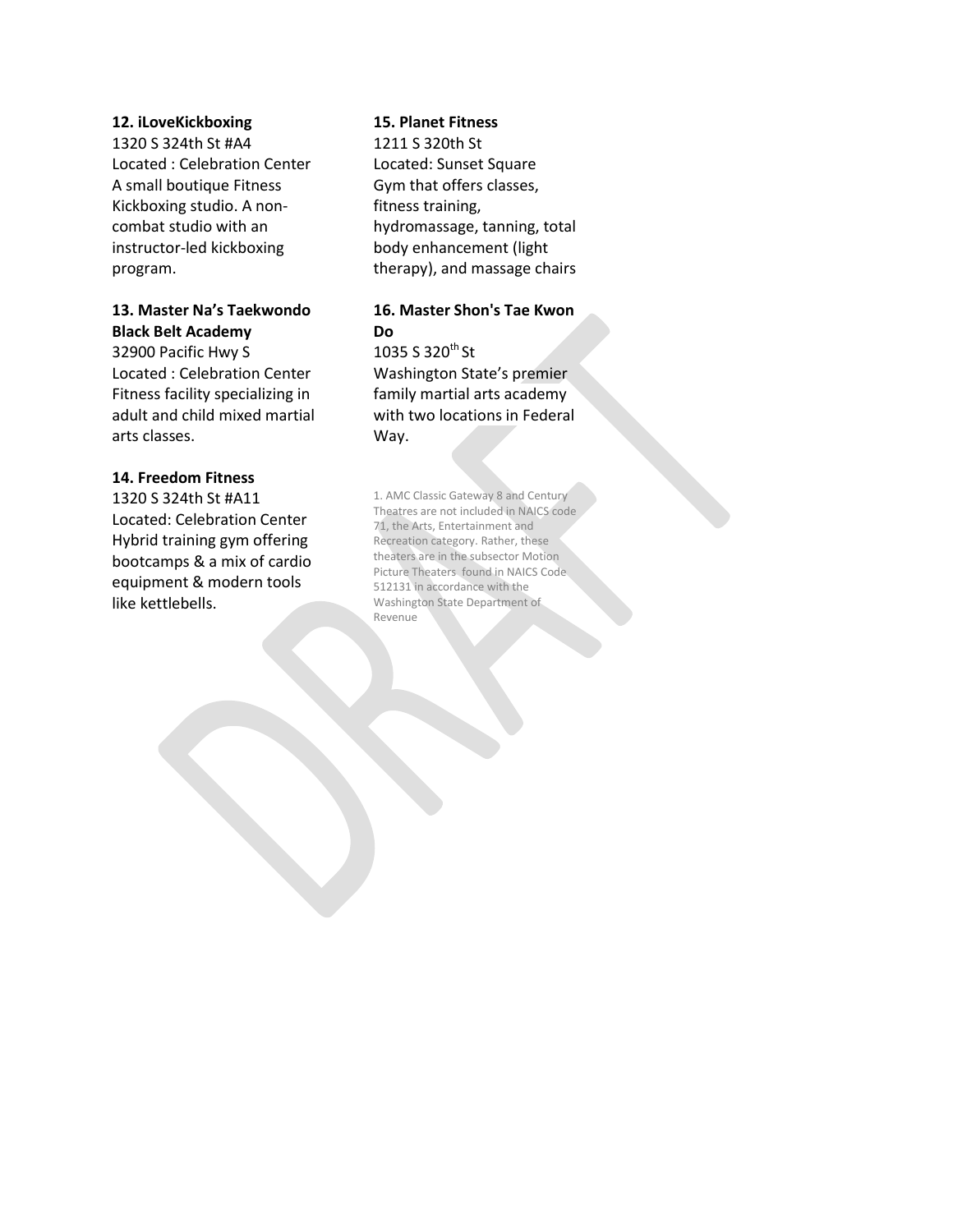**12. iLoveKickboxing**
1320 S 324th St #A4
Located : Celebration Center
A small boutique Fitness Kickboxing studio. A non-combat studio with an instructor-led kickboxing program.

**13. Master Na's Taekwondo Black Belt Academy**
32900 Pacific Hwy S
Located : Celebration Center
Fitness facility specializing in adult and child mixed martial arts classes.

**14. Freedom Fitness**
1320 S 324th St #A11
Located: Celebration Center
Hybrid training gym offering bootcamps & a mix of cardio equipment & modern tools like kettlebells.

**15. Planet Fitness**
1211 S 320th St
Located: Sunset Square
Gym that offers classes, fitness training, hydromassage, tanning, total body enhancement (light therapy), and massage chairs

**16. Master Shon's Tae Kwon Do**
1035 S 320th St
Washington State's premier family martial arts academy with two locations in Federal Way.

1. AMC Classic Gateway 8 and Century Theatres are not included in NAICS code 71, the Arts, Entertainment and Recreation category. Rather, these theaters are in the subsector Motion Picture Theaters found in NAICS Code 512131 in accordance with the Washington State Department of Revenue